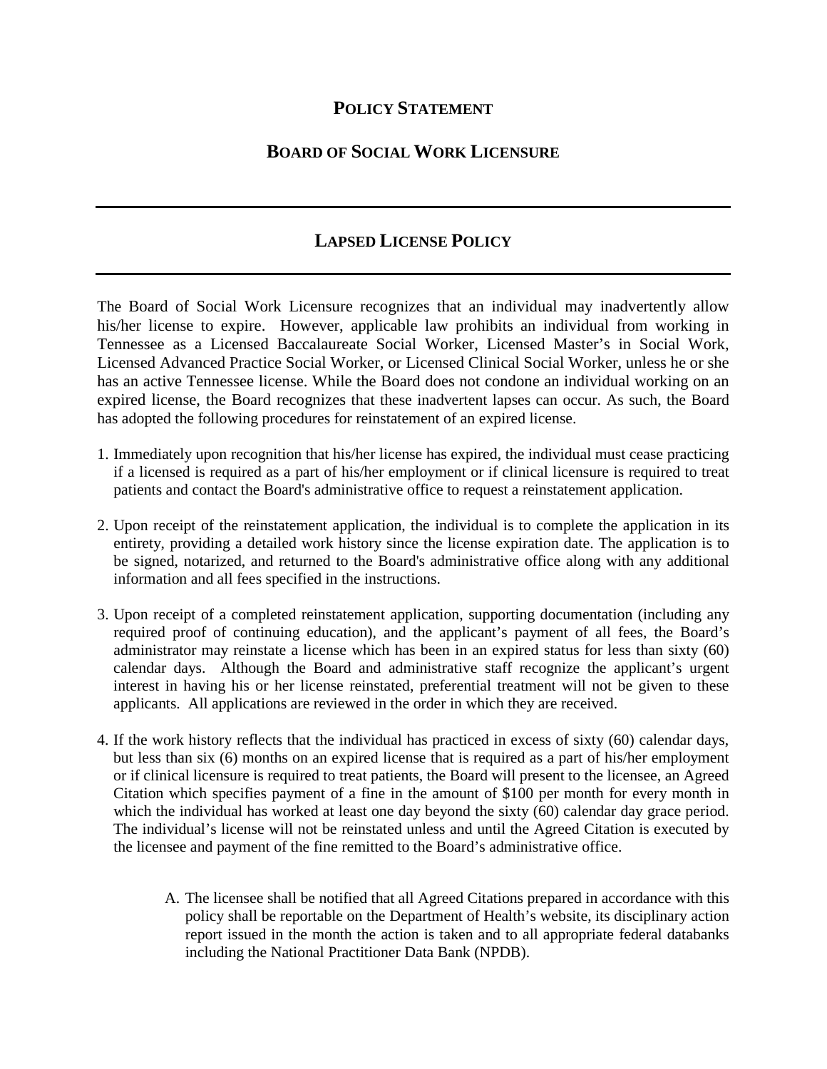# POLICY STATEMENT

## BOARD OF SOCIAL WORK LICENSURE

---

## LAPSED LICENSE POLICY

---

The Board of Social Work Licensure recognizes that an individual may inadvertently allow his/her license to expire. However, applicable law prohibits an individual from working in Tennessee as a Licensed Baccalaureate Social Worker, Licensed Master's in Social Work, Licensed Advanced Practice Social Worker, or Licensed Clinical Social Worker, unless he or she has an active Tennessee license. While the Board does not condone an individual working on an expired license, the Board recognizes that these inadvertent lapses can occur. As such, the Board has adopted the following procedures for reinstatement of an expired license.

1. Immediately upon recognition that his/her license has expired, the individual must cease practicing if a licensed is required as a part of his/her employment or if clinical licensure is required to treat patients and contact the Board's administrative office to request a reinstatement application.

2. Upon receipt of the reinstatement application, the individual is to complete the application in its entirety, providing a detailed work history since the license expiration date. The application is to be signed, notarized, and returned to the Board's administrative office along with any additional information and all fees specified in the instructions.

3. Upon receipt of a completed reinstatement application, supporting documentation (including any required proof of continuing education), and the applicant's payment of all fees, the Board's administrator may reinstate a license which has been in an expired status for less than sixty (60) calendar days. Although the Board and administrative staff recognize the applicant's urgent interest in having his or her license reinstated, preferential treatment will not be given to these applicants. All applications are reviewed in the order in which they are received.

4. If the work history reflects that the individual has practiced in excess of sixty (60) calendar days, but less than six (6) months on an expired license that is required as a part of his/her employment or if clinical licensure is required to treat patients, the Board will present to the licensee, an Agreed Citation which specifies payment of a fine in the amount of $100 per month for every month in which the individual has worked at least one day beyond the sixty (60) calendar day grace period. The individual's license will not be reinstated unless and until the Agreed Citation is executed by the licensee and payment of the fine remitted to the Board's administrative office.

   A. The licensee shall be notified that all Agreed Citations prepared in accordance with this policy shall be reportable on the Department of Health's website, its disciplinary action report issued in the month the action is taken and to all appropriate federal databanks including the National Practitioner Data Bank (NPDB).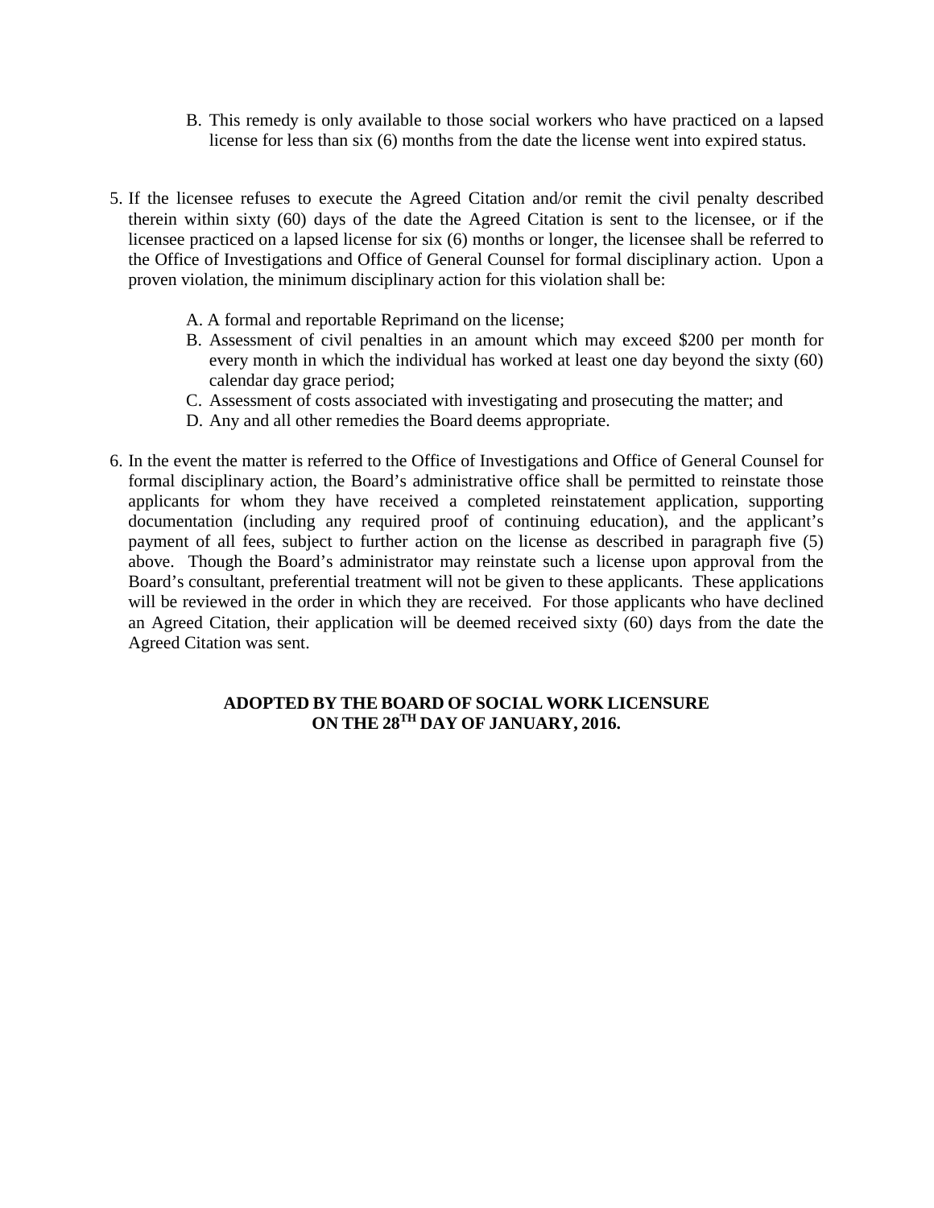B. This remedy is only available to those social workers who have practiced on a lapsed license for less than six (6) months from the date the license went into expired status.

5. If the licensee refuses to execute the Agreed Citation and/or remit the civil penalty described therein within sixty (60) days of the date the Agreed Citation is sent to the licensee, or if the licensee practiced on a lapsed license for six (6) months or longer, the licensee shall be referred to the Office of Investigations and Office of General Counsel for formal disciplinary action. Upon a proven violation, the minimum disciplinary action for this violation shall be:

   A. A formal and reportable Reprimand on the license;
   B. Assessment of civil penalties in an amount which may exceed $200 per month for every month in which the individual has worked at least one day beyond the sixty (60) calendar day grace period;
   C. Assessment of costs associated with investigating and prosecuting the matter; and
   D. Any and all other remedies the Board deems appropriate.

6. In the event the matter is referred to the Office of Investigations and Office of General Counsel for formal disciplinary action, the Board's administrative office shall be permitted to reinstate those applicants for whom they have received a completed reinstatement application, supporting documentation (including any required proof of continuing education), and the applicant's payment of all fees, subject to further action on the license as described in paragraph five (5) above. Though the Board's administrator may reinstate such a license upon approval from the Board's consultant, preferential treatment will not be given to these applicants. These applications will be reviewed in the order in which they are received. For those applicants who have declined an Agreed Citation, their application will be deemed received sixty (60) days from the date the Agreed Citation was sent.

**ADOPTED BY THE BOARD OF SOCIAL WORK LICENSURE ON THE 28TH DAY OF JANUARY, 2016.**